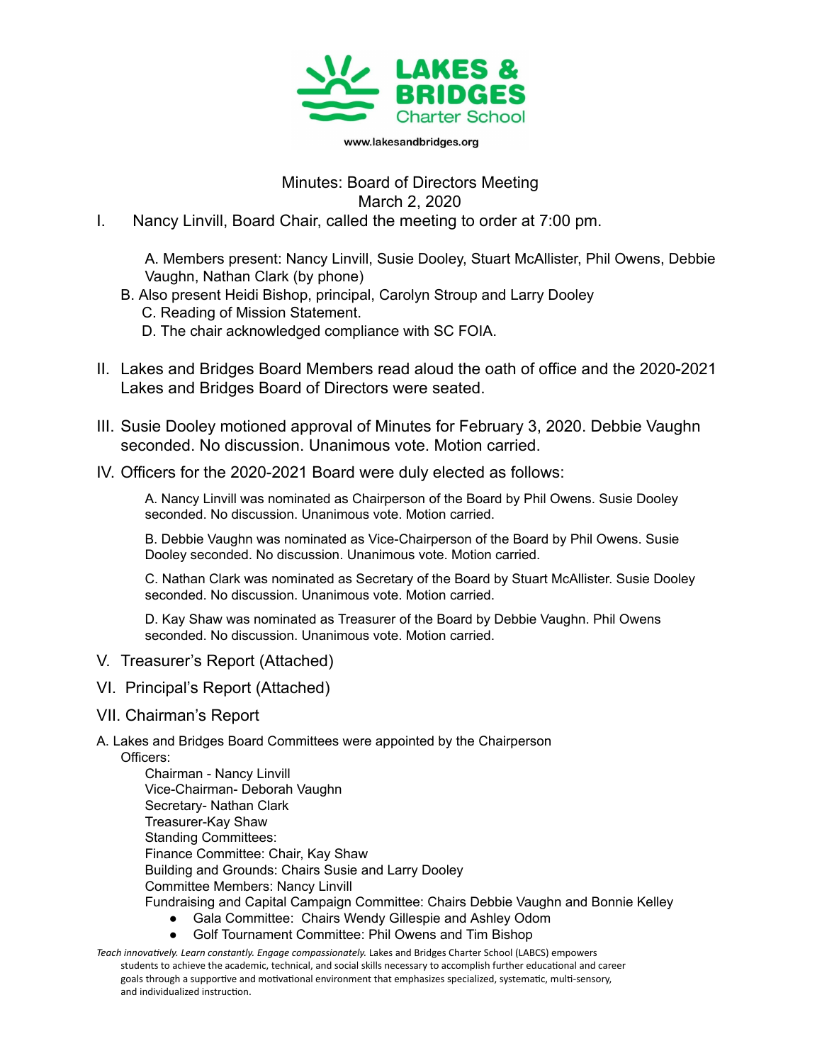LAKES & BRIDGES Charter School

www.lakesandbridges.org

Minutes: Board of Directors Meeting
March 2, 2020

I. Nancy Linvill, Board Chair, called the meeting to order at 7:00 pm.

   A. Members present: Nancy Linvill, Susie Dooley, Stuart McAllister, Phil Owens, Debbie Vaughn, Nathan Clark (by phone)

   B. Also present Heidi Bishop, principal, Carolyn Stroup and Larry Dooley

   C. Reading of Mission Statement.

   D. The chair acknowledged compliance with SC FOIA.

II. Lakes and Bridges Board Members read aloud the oath of office and the 2020-2021 Lakes and Bridges Board of Directors were seated.

III. Susie Dooley motioned approval of Minutes for February 3, 2020. Debbie Vaughn seconded. No discussion. Unanimous vote. Motion carried.

IV. Officers for the 2020-2021 Board were duly elected as follows:

   A. Nancy Linvill was nominated as Chairperson of the Board by Phil Owens. Susie Dooley seconded. No discussion. Unanimous vote. Motion carried.

   B. Debbie Vaughn was nominated as Vice-Chairperson of the Board by Phil Owens. Susie Dooley seconded. No discussion. Unanimous vote. Motion carried.

   C. Nathan Clark was nominated as Secretary of the Board by Stuart McAllister. Susie Dooley seconded. No discussion. Unanimous vote. Motion carried.

   D. Kay Shaw was nominated as Treasurer of the Board by Debbie Vaughn. Phil Owens seconded. No discussion. Unanimous vote. Motion carried.

V. Treasurer's Report (Attached)

VI. Principal's Report (Attached)

VII. Chairman's Report

A. Lakes and Bridges Board Committees were appointed by the Chairperson

Officers:

Chairman - Nancy Linvill
Vice-Chairman- Deborah Vaughn
Secretary- Nathan Clark
Treasurer-Kay Shaw
Standing Committees:
Finance Committee: Chair, Kay Shaw
Building and Grounds: Chairs Susie and Larry Dooley
Committee Members: Nancy Linvill
Fundraising and Capital Campaign Committee: Chairs Debbie Vaughn and Bonnie Kelley

- Gala Committee: Chairs Wendy Gillespie and Ashley Odom
- Golf Tournament Committee: Phil Owens and Tim Bishop

*Teach innovatively. Learn constantly. Engage compassionately.* Lakes and Bridges Charter School (LABCS) empowers students to achieve the academic, technical, and social skills necessary to accomplish further educational and career goals through a supportive and motivational environment that emphasizes specialized, systematic, multi-sensory, and individualized instruction.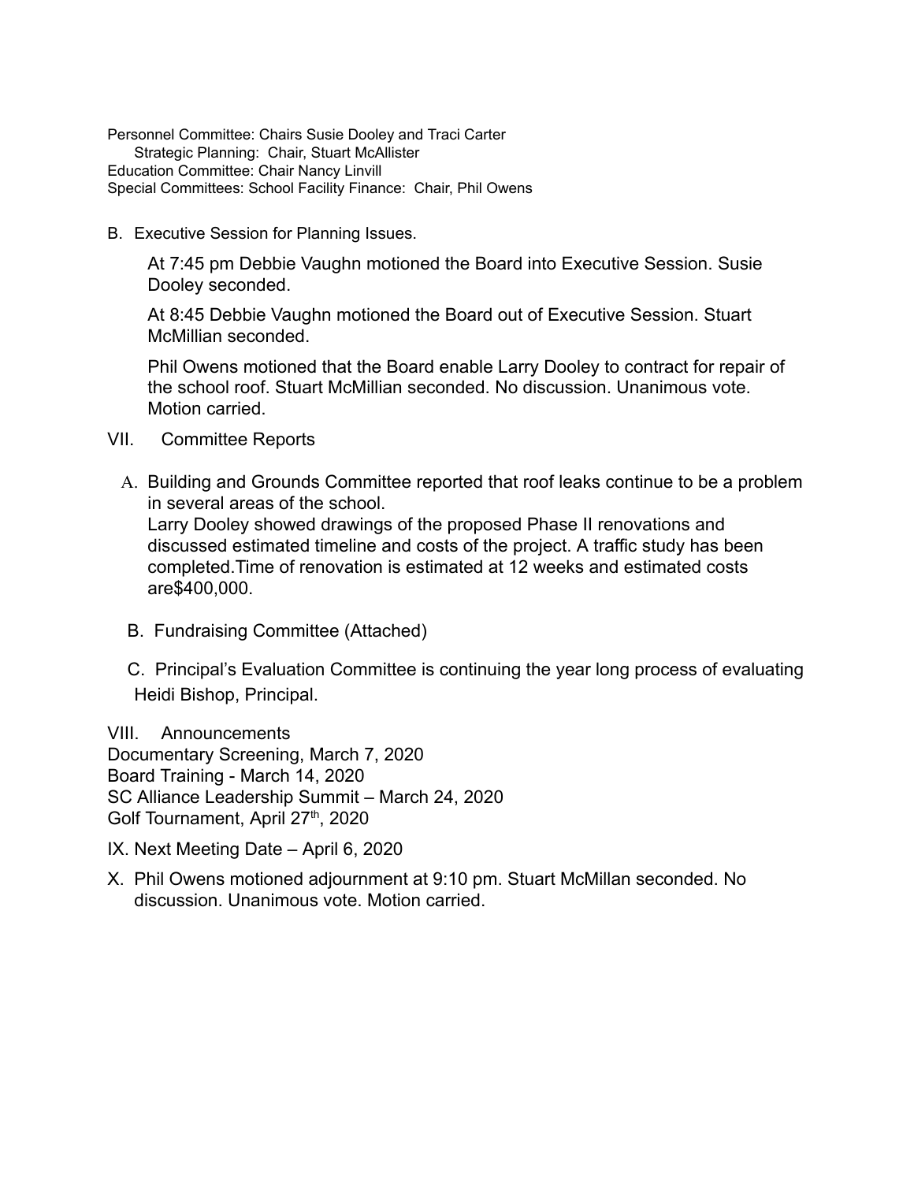Personnel Committee: Chairs Susie Dooley and Traci Carter
Strategic Planning: Chair, Stuart McAllister
Education Committee: Chair Nancy Linvill
Special Committees: School Facility Finance: Chair, Phil Owens

B. Executive Session for Planning Issues.

At 7:45 pm Debbie Vaughn motioned the Board into Executive Session. Susie Dooley seconded.

At 8:45 Debbie Vaughn motioned the Board out of Executive Session. Stuart McMillian seconded.

Phil Owens motioned that the Board enable Larry Dooley to contract for repair of the school roof. Stuart McMillian seconded. No discussion. Unanimous vote. Motion carried.

VII. Committee Reports

A. Building and Grounds Committee reported that roof leaks continue to be a problem in several areas of the school.
Larry Dooley showed drawings of the proposed Phase II renovations and discussed estimated timeline and costs of the project. A traffic study has been completed.Time of renovation is estimated at 12 weeks and estimated costs are$400,000.

B. Fundraising Committee (Attached)

C. Principal's Evaluation Committee is continuing the year long process of evaluating Heidi Bishop, Principal.

VIII. Announcements
Documentary Screening, March 7, 2020
Board Training - March 14, 2020
SC Alliance Leadership Summit – March 24, 2020
Golf Tournament, April 27th, 2020

IX. Next Meeting Date – April 6, 2020

X. Phil Owens motioned adjournment at 9:10 pm. Stuart McMillan seconded. No discussion. Unanimous vote. Motion carried.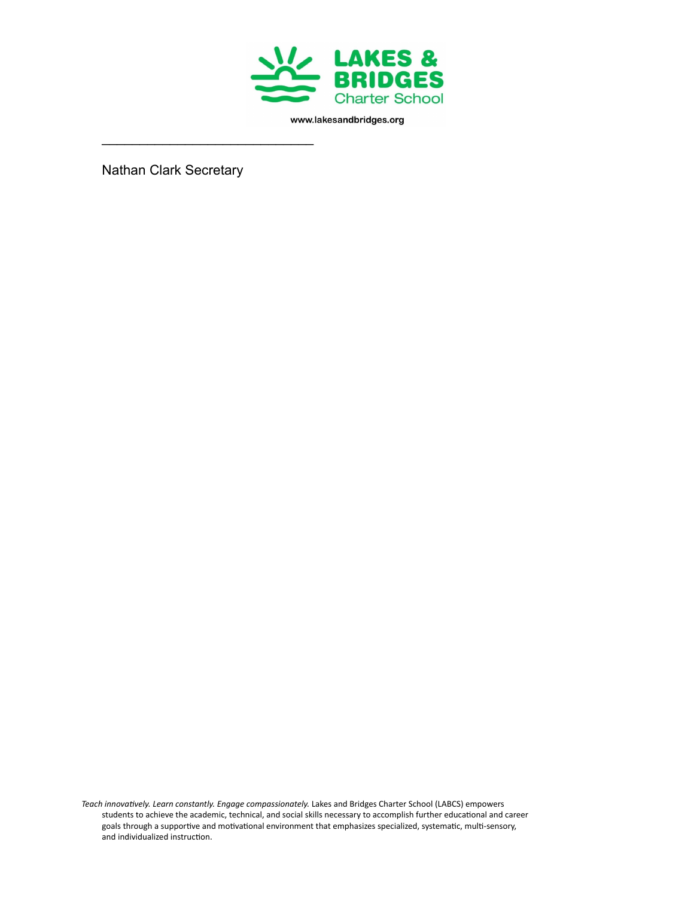LAKES & BRIDGES Charter School

www.lakesandbridges.org

________________________________

Nathan Clark Secretary

*Teach innovatively. Learn constantly. Engage compassionately.* Lakes and Bridges Charter School (LABCS) empowers students to achieve the academic, technical, and social skills necessary to accomplish further educational and career goals through a supportive and motivational environment that emphasizes specialized, systematic, multi-sensory, and individualized instruction.